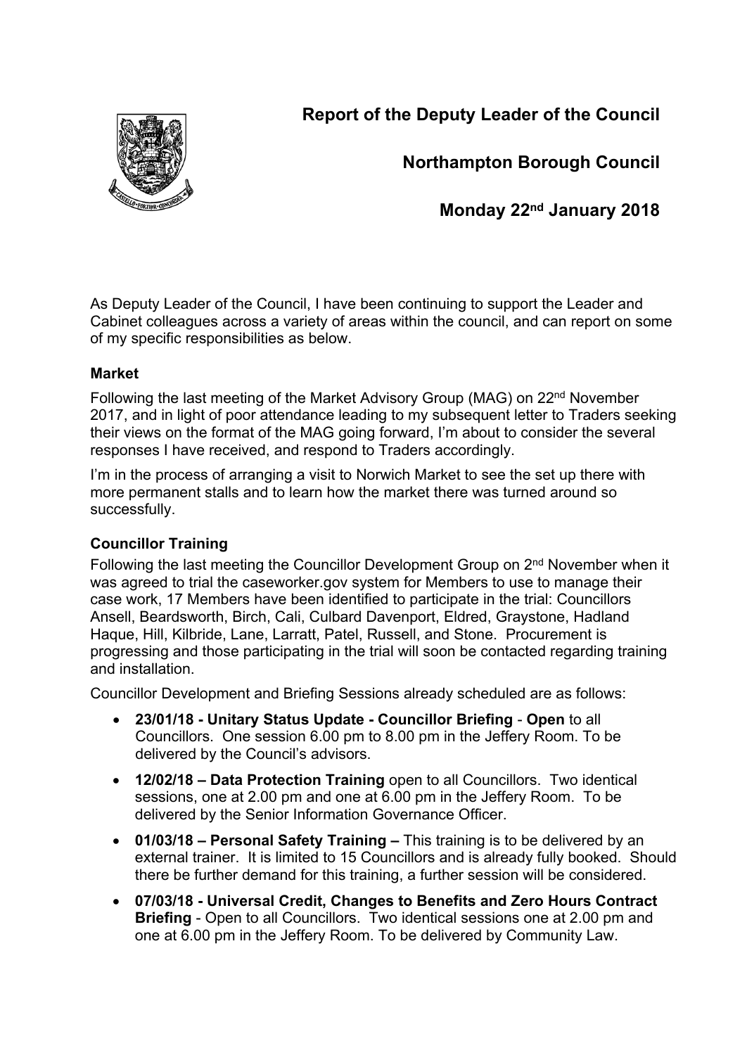# Report of the Deputy Leader of the Council

## Northampton Borough Council

## Monday 22nd January 2018

As Deputy Leader of the Council, I have been continuing to support the Leader and Cabinet colleagues across a variety of areas within the council, and can report on some of my specific responsibilities as below.

**Market**

Following the last meeting of the Market Advisory Group (MAG) on 22nd November 2017, and in light of poor attendance leading to my subsequent letter to Traders seeking their views on the format of the MAG going forward, I'm about to consider the several responses I have received, and respond to Traders accordingly.

I'm in the process of arranging a visit to Norwich Market to see the set up there with more permanent stalls and to learn how the market there was turned around so successfully.

**Councillor Training**

Following the last meeting the Councillor Development Group on 2nd November when it was agreed to trial the caseworker.gov system for Members to use to manage their case work, 17 Members have been identified to participate in the trial: Councillors Ansell, Beardsworth, Birch, Cali, Culbard Davenport, Eldred, Graystone, Hadland Haque, Hill, Kilbride, Lane, Larratt, Patel, Russell, and Stone. Procurement is progressing and those participating in the trial will soon be contacted regarding training and installation.

Councillor Development and Briefing Sessions already scheduled are as follows:

- **23/01/18 - Unitary Status Update - Councillor Briefing** - **Open** to all Councillors. One session 6.00 pm to 8.00 pm in the Jeffery Room. To be delivered by the Council's advisors.
- **12/02/18 – Data Protection Training** open to all Councillors. Two identical sessions, one at 2.00 pm and one at 6.00 pm in the Jeffery Room. To be delivered by the Senior Information Governance Officer.
- **01/03/18 – Personal Safety Training –** This training is to be delivered by an external trainer. It is limited to 15 Councillors and is already fully booked. Should there be further demand for this training, a further session will be considered.
- **07/03/18 - Universal Credit, Changes to Benefits and Zero Hours Contract Briefing** - Open to all Councillors. Two identical sessions one at 2.00 pm and one at 6.00 pm in the Jeffery Room. To be delivered by Community Law.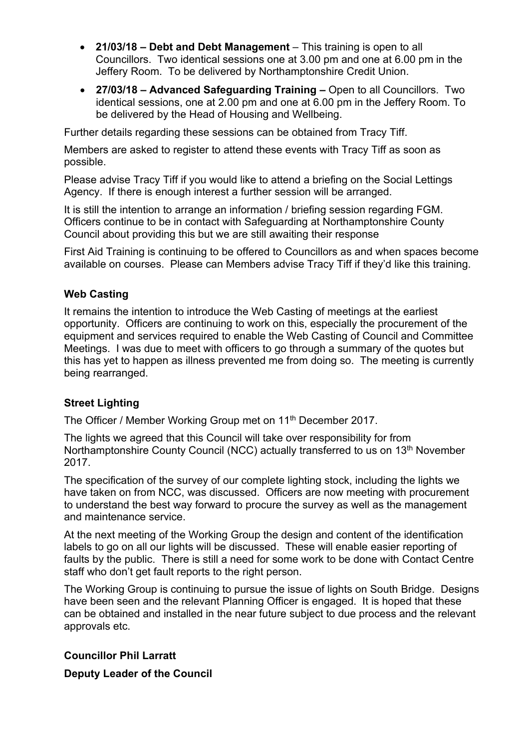- **21/03/18 – Debt and Debt Management** – This training is open to all Councillors. Two identical sessions one at 3.00 pm and one at 6.00 pm in the Jeffery Room. To be delivered by Northamptonshire Credit Union.
- **27/03/18 – Advanced Safeguarding Training –** Open to all Councillors. Two identical sessions, one at 2.00 pm and one at 6.00 pm in the Jeffery Room. To be delivered by the Head of Housing and Wellbeing.

Further details regarding these sessions can be obtained from Tracy Tiff.

Members are asked to register to attend these events with Tracy Tiff as soon as possible.

Please advise Tracy Tiff if you would like to attend a briefing on the Social Lettings Agency. If there is enough interest a further session will be arranged.

It is still the intention to arrange an information / briefing session regarding FGM. Officers continue to be in contact with Safeguarding at Northamptonshire County Council about providing this but we are still awaiting their response

First Aid Training is continuing to be offered to Councillors as and when spaces become available on courses. Please can Members advise Tracy Tiff if they'd like this training.

**Web Casting**

It remains the intention to introduce the Web Casting of meetings at the earliest opportunity. Officers are continuing to work on this, especially the procurement of the equipment and services required to enable the Web Casting of Council and Committee Meetings. I was due to meet with officers to go through a summary of the quotes but this has yet to happen as illness prevented me from doing so. The meeting is currently being rearranged.

**Street Lighting**

The Officer / Member Working Group met on 11th December 2017.

The lights we agreed that this Council will take over responsibility for from Northamptonshire County Council (NCC) actually transferred to us on 13th November 2017.

The specification of the survey of our complete lighting stock, including the lights we have taken on from NCC, was discussed. Officers are now meeting with procurement to understand the best way forward to procure the survey as well as the management and maintenance service.

At the next meeting of the Working Group the design and content of the identification labels to go on all our lights will be discussed. These will enable easier reporting of faults by the public. There is still a need for some work to be done with Contact Centre staff who don't get fault reports to the right person.

The Working Group is continuing to pursue the issue of lights on South Bridge. Designs have been seen and the relevant Planning Officer is engaged. It is hoped that these can be obtained and installed in the near future subject to due process and the relevant approvals etc.

**Councillor Phil Larratt**

**Deputy Leader of the Council**